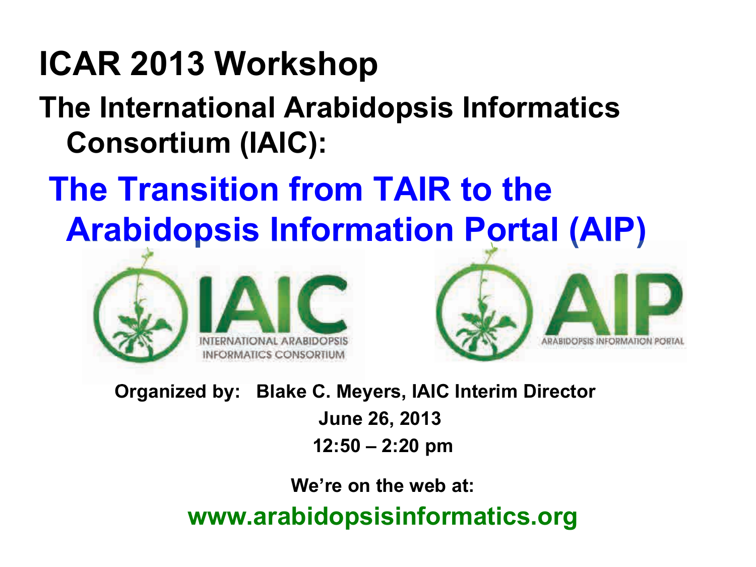# ICAR 2013 Workshop

## The International Arabidopsis Informatics Consortium (IAIC):

## The Transition from TAIR to the Arabidopsis Information Portal (AIP)

IAIC
INTERNATIONAL ARABIDOPSIS INFORMATICS CONSORTIUM

AIP
ARABIDOPSIS INFORMATION PORTAL

**Organized by: Blake C. Meyers, IAIC Interim Director**

**June 26, 2013**

**12:50 – 2:20 pm**

**We're on the web at:**

**www.arabidopsisinformatics.org**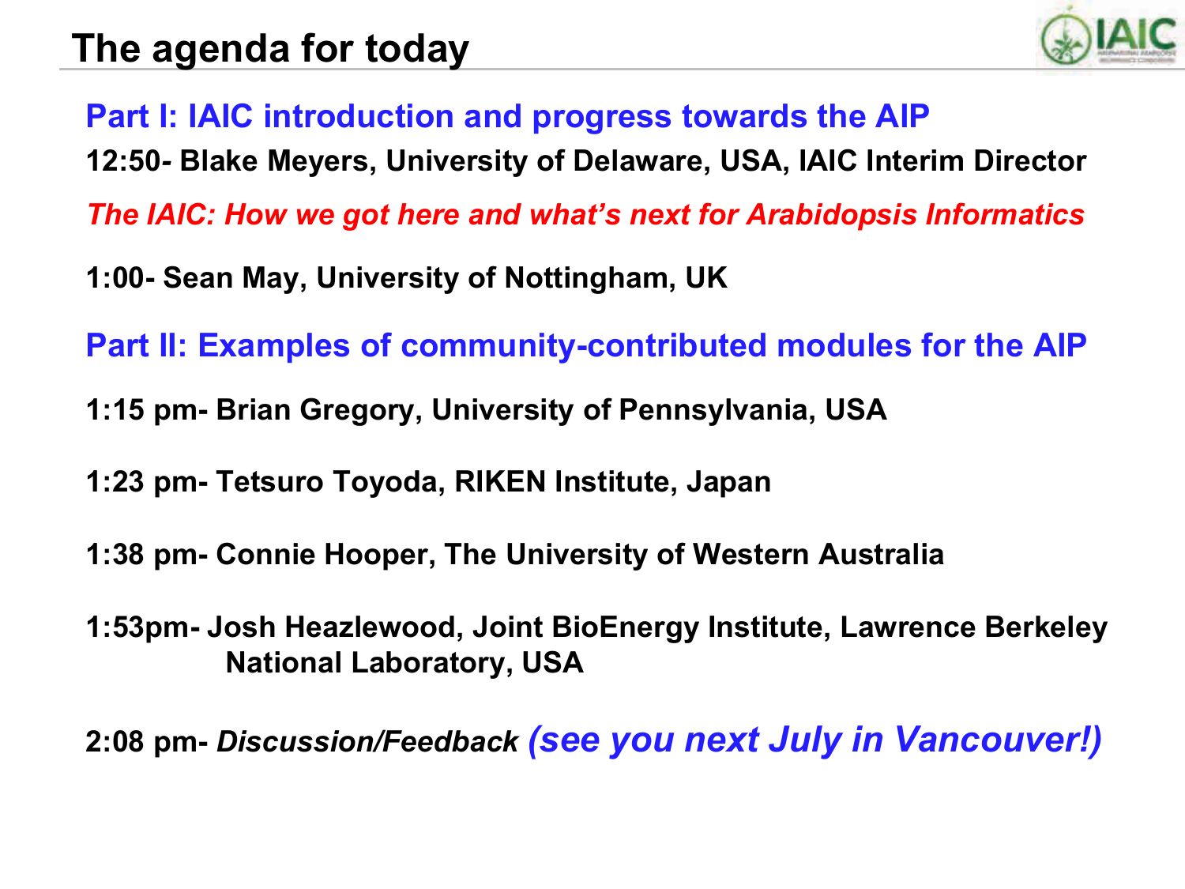# The agenda for today

## Part I: IAIC introduction and progress towards the AIP

**12:50- Blake Meyers, University of Delaware, USA, IAIC Interim Director**

*The IAIC: How we got here and what's next for Arabidopsis Informatics*

**1:00- Sean May, University of Nottingham, UK**

## Part II: Examples of community-contributed modules for the AIP

**1:15 pm- Brian Gregory, University of Pennsylvania, USA**

**1:23 pm- Tetsuro Toyoda, RIKEN Institute, Japan**

**1:38 pm- Connie Hooper, The University of Western Australia**

**1:53pm- Josh Heazlewood, Joint BioEnergy Institute, Lawrence Berkeley National Laboratory, USA**

**2:08 pm-** ***Discussion/Feedback*** *(see you next July in Vancouver!)*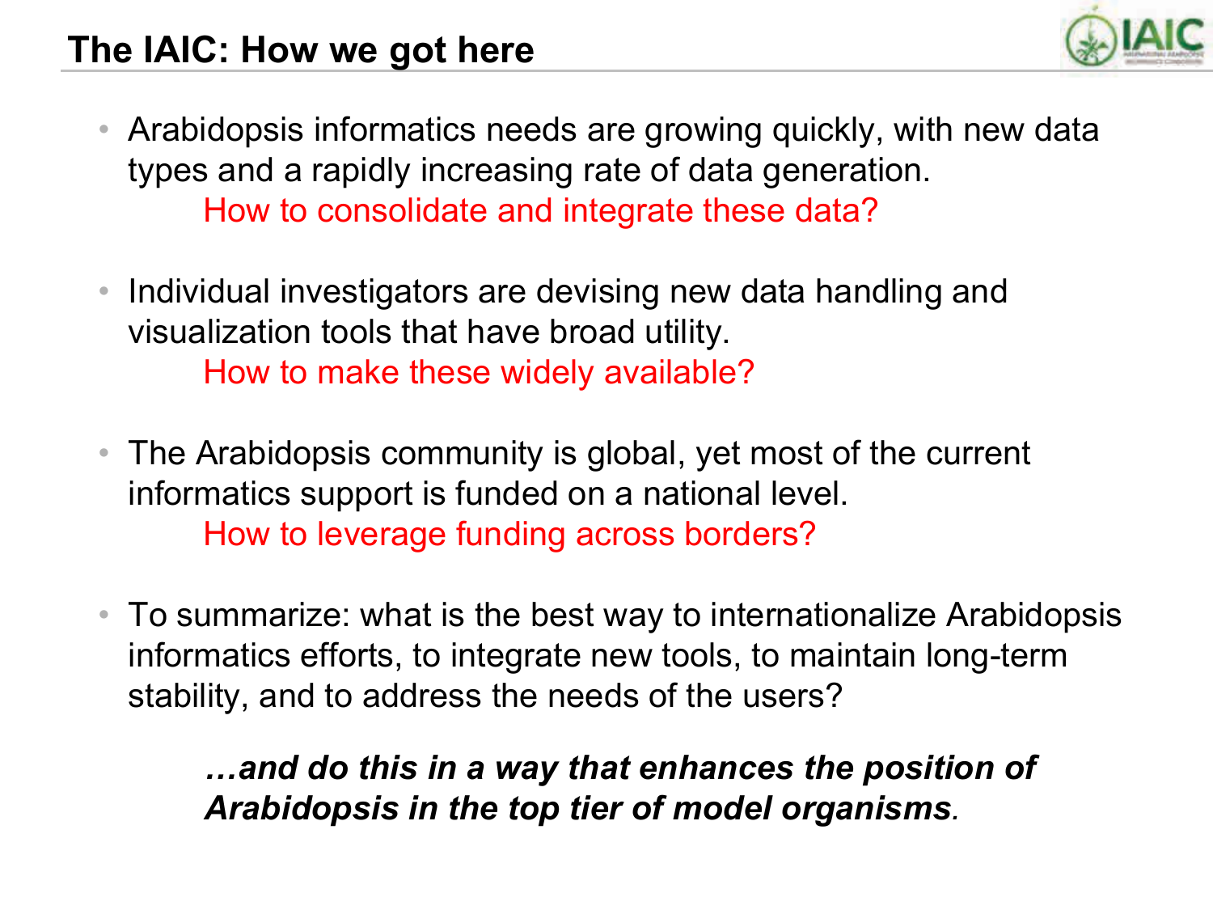## The IAIC: How we got here

- Arabidopsis informatics needs are growing quickly, with new data types and a rapidly increasing rate of data generation.
  How to consolidate and integrate these data?

- Individual investigators are devising new data handling and visualization tools that have broad utility.
  How to make these widely available?

- The Arabidopsis community is global, yet most of the current informatics support is funded on a national level.
  How to leverage funding across borders?

- To summarize: what is the best way to internationalize Arabidopsis informatics efforts, to integrate new tools, to maintain long-term stability, and to address the needs of the users?

***…and do this in a way that enhances the position of Arabidopsis in the top tier of model organisms.***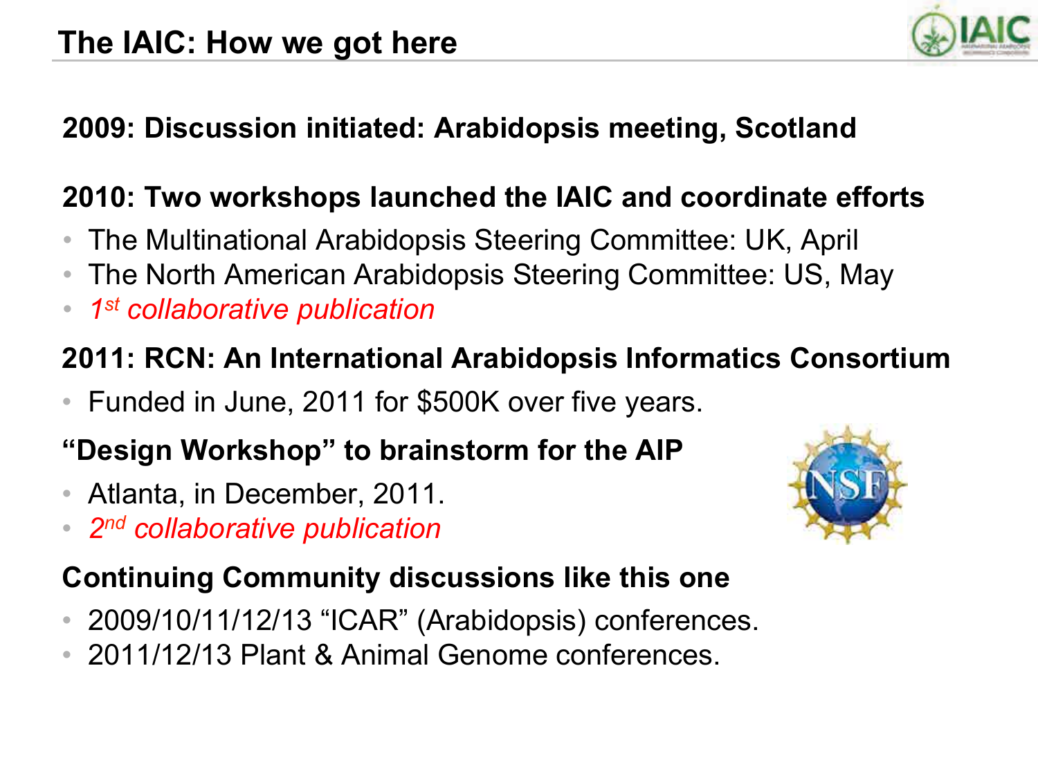# The IAIC: How we got here

**2009: Discussion initiated: Arabidopsis meeting, Scotland**

**2010: Two workshops launched the IAIC and coordinate efforts**

- The Multinational Arabidopsis Steering Committee: UK, April
- The North American Arabidopsis Steering Committee: US, May
- *1st collaborative publication*

**2011: RCN: An International Arabidopsis Informatics Consortium**

- Funded in June, 2011 for $500K over five years.

**"Design Workshop" to brainstorm for the AIP**

- Atlanta, in December, 2011.
- *2nd collaborative publication*

**Continuing Community discussions like this one**

- 2009/10/11/12/13 "ICAR" (Arabidopsis) conferences.
- 2011/12/13 Plant & Animal Genome conferences.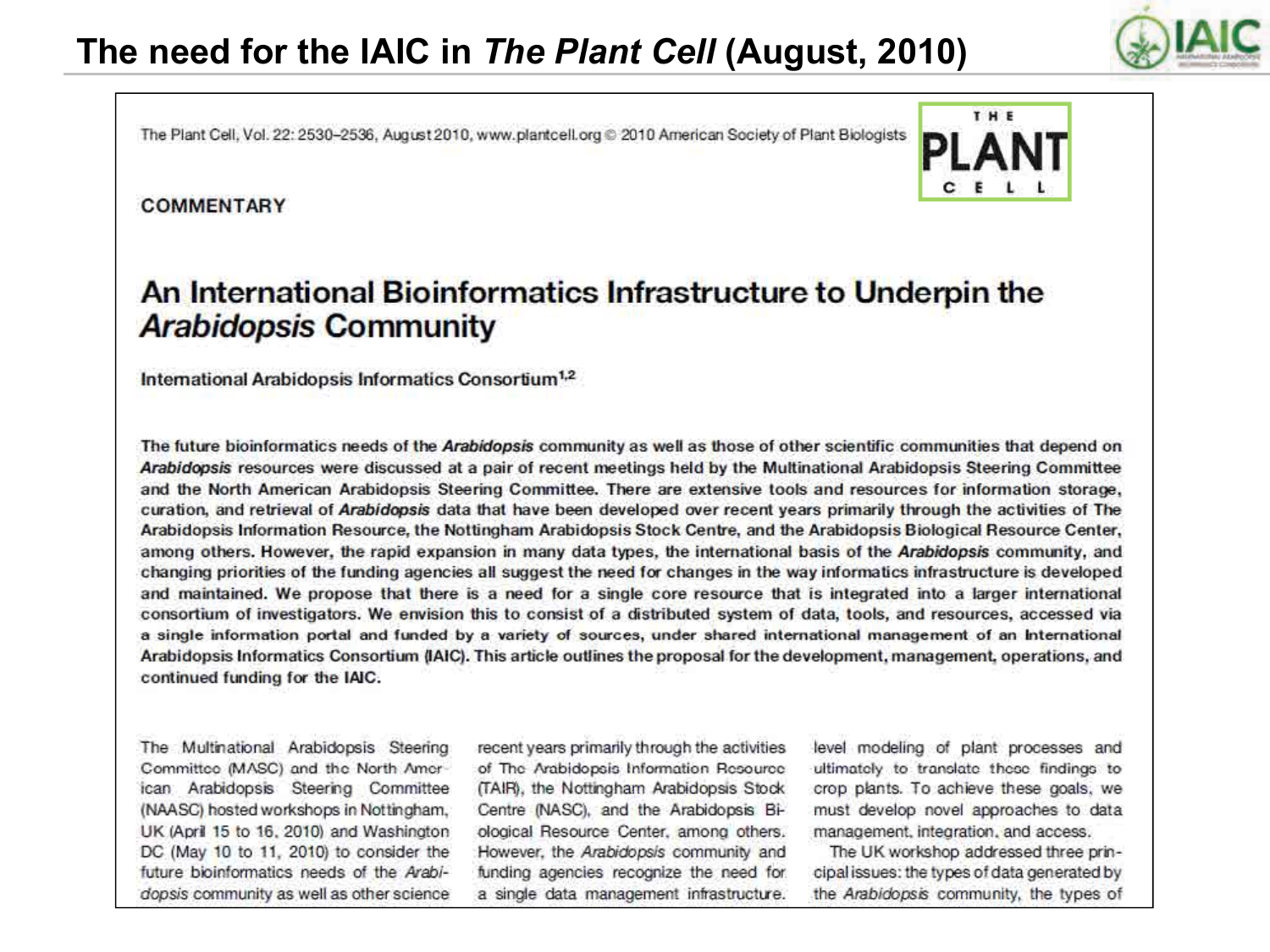# The need for the IAIC in *The Plant Cell* (August, 2010)

The Plant Cell, Vol. 22: 2530–2536, August 2010, www.plantcell.org © 2010 American Society of Plant Biologists

THE PLANT CELL

COMMENTARY

## An International Bioinformatics Infrastructure to Underpin the *Arabidopsis* Community

International Arabidopsis Informatics Consortium[1,2]

**The future bioinformatics needs of the *Arabidopsis* community as well as those of other scientific communities that depend on *Arabidopsis* resources were discussed at a pair of recent meetings held by the Multinational Arabidopsis Steering Committee and the North American Arabidopsis Steering Committee. There are extensive tools and resources for information storage, curation, and retrieval of *Arabidopsis* data that have been developed over recent years primarily through the activities of The Arabidopsis Information Resource, the Nottingham Arabidopsis Stock Centre, and the Arabidopsis Biological Resource Center, among others. However, the rapid expansion in many data types, the international basis of the *Arabidopsis* community, and changing priorities of the funding agencies all suggest the need for changes in the way informatics infrastructure is developed and maintained. We propose that there is a need for a single core resource that is integrated into a larger international consortium of investigators. We envision this to consist of a distributed system of data, tools, and resources, accessed via a single information portal and funded by a variety of sources, under shared international management of an International Arabidopsis Informatics Consortium (IAIC). This article outlines the proposal for the development, management, operations, and continued funding for the IAIC.**

The Multinational Arabidopsis Steering Committee (MASC) and the North American Arabidopsis Steering Committee (NAASC) hosted workshops in Nottingham, UK (April 15 to 16, 2010) and Washington DC (May 10 to 11, 2010) to consider the future bioinformatics needs of the *Arabidopsis* community as well as other science recent years primarily through the activities of The Arabidopsis Information Resource (TAIR), the Nottingham Arabidopsis Stock Centre (NASC), and the Arabidopsis Biological Resource Center, among others. However, the *Arabidopsis* community and funding agencies recognize the need for a single data management infrastructure. level modeling of plant processes and ultimately to translate these findings to crop plants. To achieve these goals, we must develop novel approaches to data management, integration, and access.

The UK workshop addressed three principal issues: the types of data generated by the *Arabidopsis* community, the types of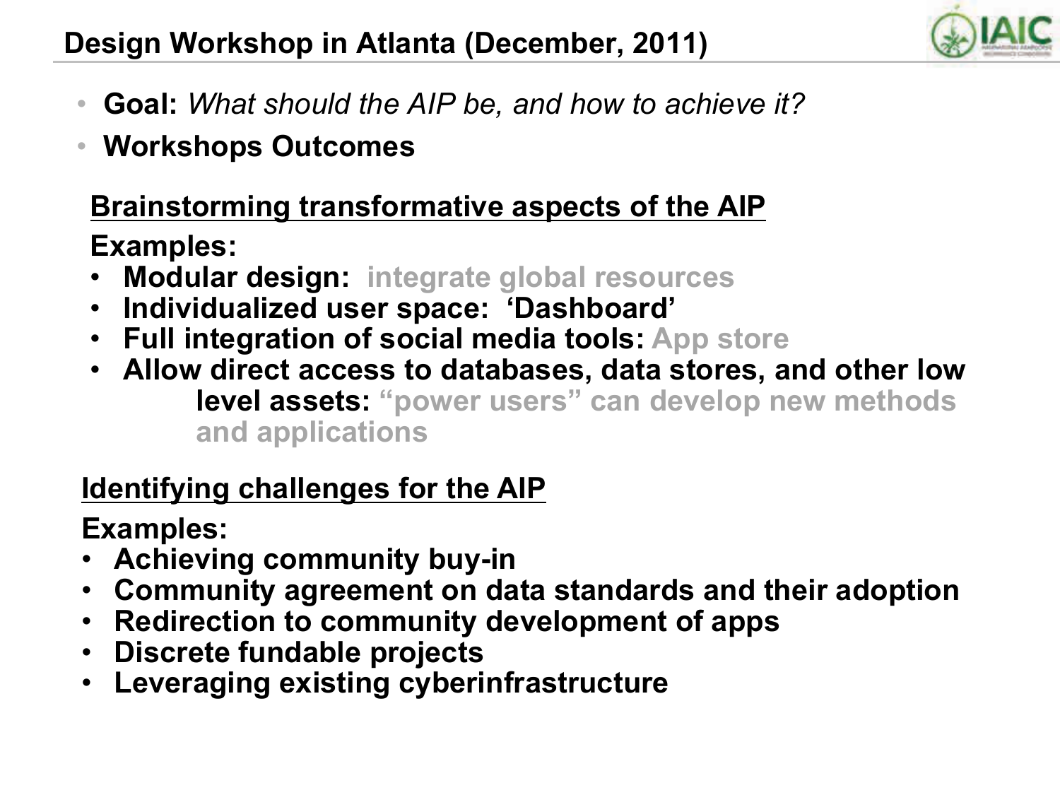# Design Workshop in Atlanta (December, 2011)

- **Goal:** *What should the AIP be, and how to achieve it?*
- **Workshops Outcomes**

**<u>Brainstorming transformative aspects of the AIP</u>**

**Examples:**

- **Modular design:** integrate global resources
- **Individualized user space: 'Dashboard'**
- **Full integration of social media tools:** App store
- **Allow direct access to databases, data stores, and other low level assets:** "power users" can develop new methods and applications

**<u>Identifying challenges for the AIP</u>**

**Examples:**

- **Achieving community buy-in**
- **Community agreement on data standards and their adoption**
- **Redirection to community development of apps**
- **Discrete fundable projects**
- **Leveraging existing cyberinfrastructure**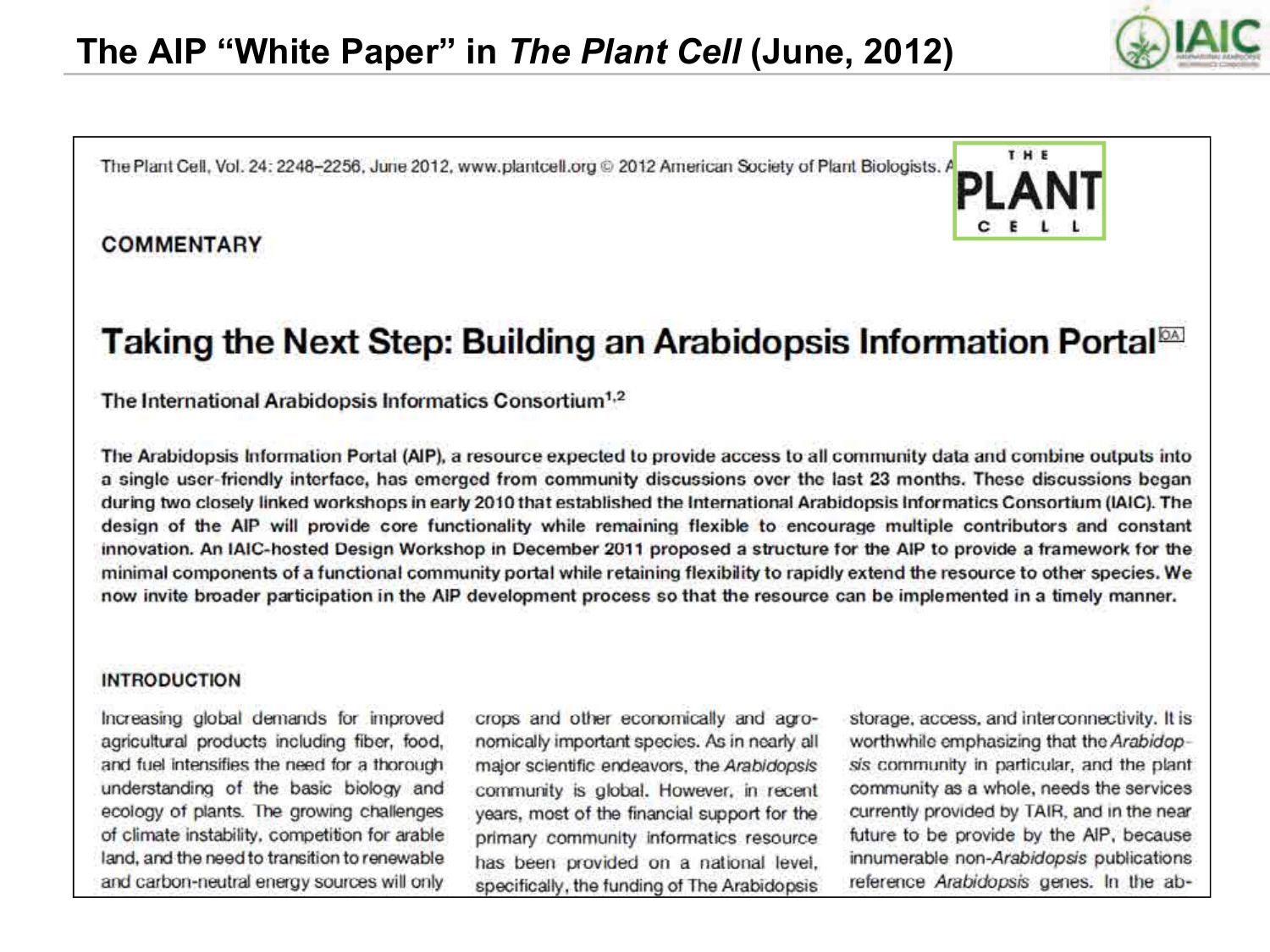# The AIP "White Paper" in *The Plant Cell* (June, 2012)

The Plant Cell, Vol. 24: 2248–2256, June 2012, www.plantcell.org © 2012 American Society of Plant Biologists. A

THE PLANT CELL

**COMMENTARY**

## Taking the Next Step: Building an Arabidopsis Information Portal[OA]

The International Arabidopsis Informatics Consortium[1,2]

**The Arabidopsis Information Portal (AIP), a resource expected to provide access to all community data and combine outputs into a single user-friendly interface, has emerged from community discussions over the last 23 months. These discussions began during two closely linked workshops in early 2010 that established the International Arabidopsis Informatics Consortium (IAIC). The design of the AIP will provide core functionality while remaining flexible to encourage multiple contributors and constant innovation. An IAIC-hosted Design Workshop in December 2011 proposed a structure for the AIP to provide a framework for the minimal components of a functional community portal while retaining flexibility to rapidly extend the resource to other species. We now invite broader participation in the AIP development process so that the resource can be implemented in a timely manner.**

### INTRODUCTION

Increasing global demands for improved agricultural products including fiber, food, and fuel intensifies the need for a thorough understanding of the basic biology and ecology of plants. The growing challenges of climate instability, competition for arable land, and the need to transition to renewable and carbon-neutral energy sources will only crops and other economically and agronomically important species. As in nearly all major scientific endeavors, the *Arabidopsis* community is global. However, in recent years, most of the financial support for the primary community informatics resource has been provided on a national level, specifically, the funding of The Arabidopsis storage, access, and interconnectivity. It is worthwhile emphasizing that the *Arabidopsis* community in particular, and the plant community as a whole, needs the services currently provided by TAIR, and in the near future to be provide by the AIP, because innumerable non-*Arabidopsis* publications reference *Arabidopsis* genes. In the ab-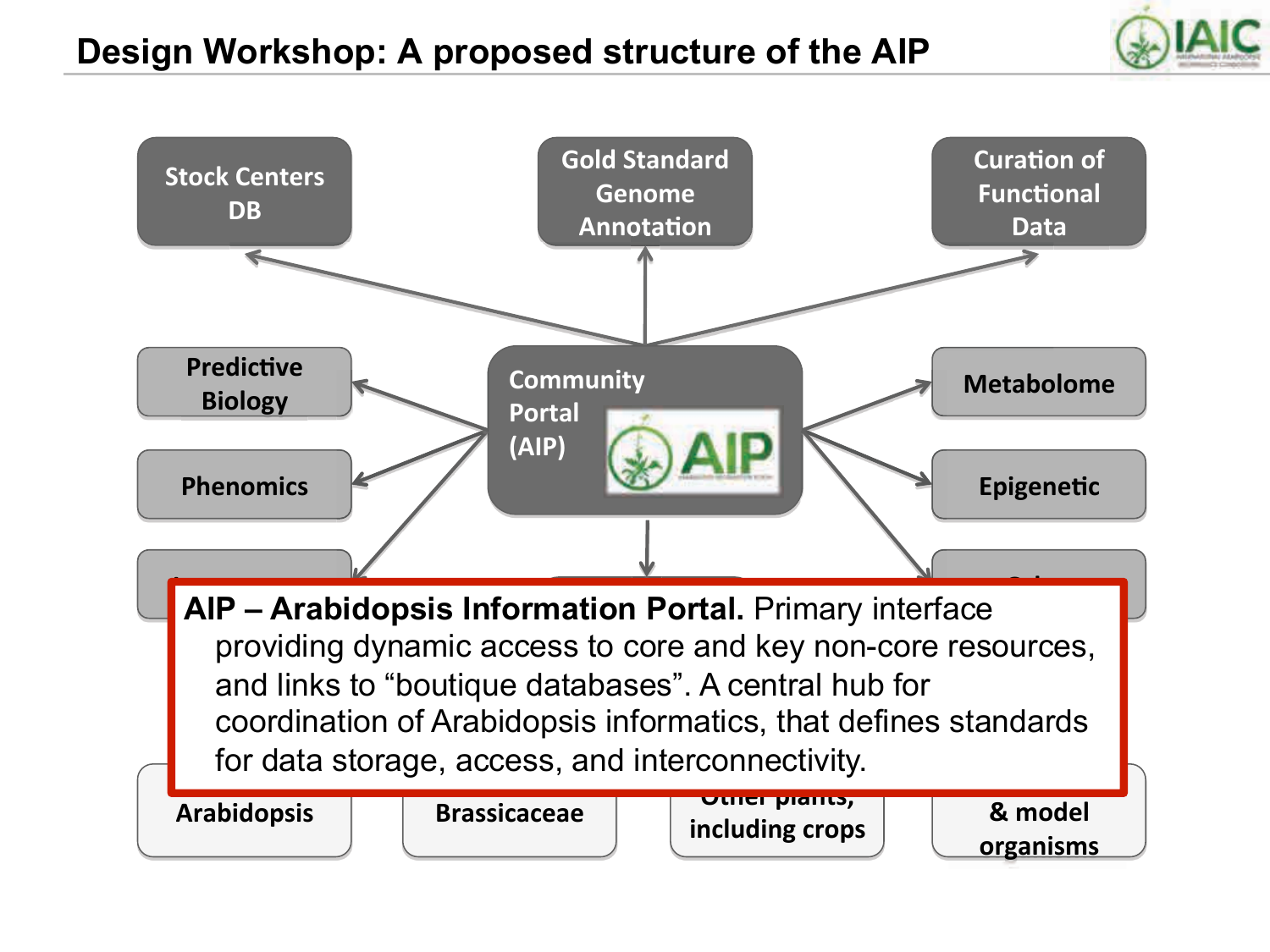# Design Workshop: A proposed structure of the AIP

Stock Centers DB

Gold Standard Genome Annotation

Curation of Functional Data

Predictive Biology

Community Portal (AIP)

Metabolome

Phenomics

Epigenetic

**AIP – Arabidopsis Information Portal.** Primary interface providing dynamic access to core and key non-core resources, and links to "boutique databases". A central hub for coordination of Arabidopsis informatics, that defines standards for data storage, access, and interconnectivity.

Arabidopsis

Brassicaceae

Other plants, including crops

& model organisms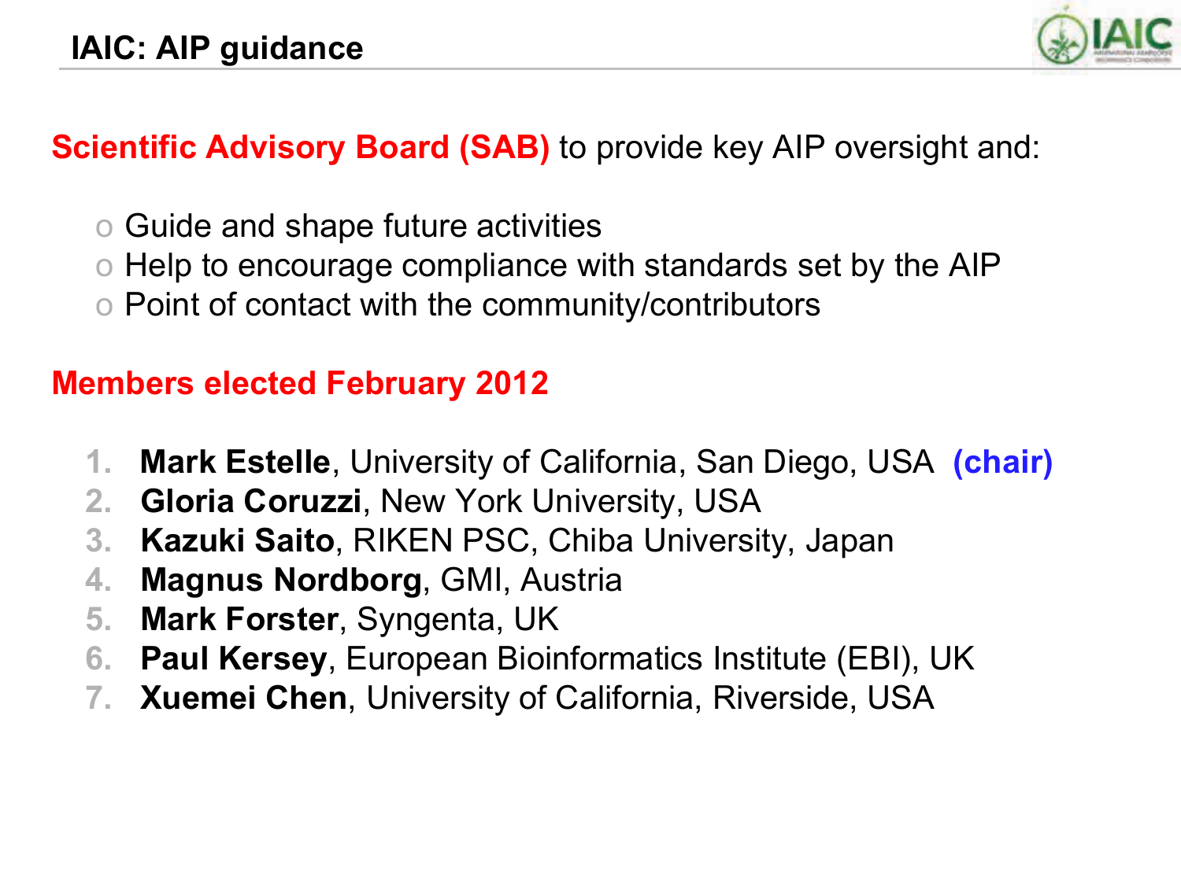# IAIC: AIP guidance

**Scientific Advisory Board (SAB)** to provide key AIP oversight and:

- Guide and shape future activities
- Help to encourage compliance with standards set by the AIP
- Point of contact with the community/contributors

**Members elected February 2012**

1. **Mark Estelle**, University of California, San Diego, USA **(chair)**
2. **Gloria Coruzzi**, New York University, USA
3. **Kazuki Saito**, RIKEN PSC, Chiba University, Japan
4. **Magnus Nordborg**, GMI, Austria
5. **Mark Forster**, Syngenta, UK
6. **Paul Kersey**, European Bioinformatics Institute (EBI), UK
7. **Xuemei Chen**, University of California, Riverside, USA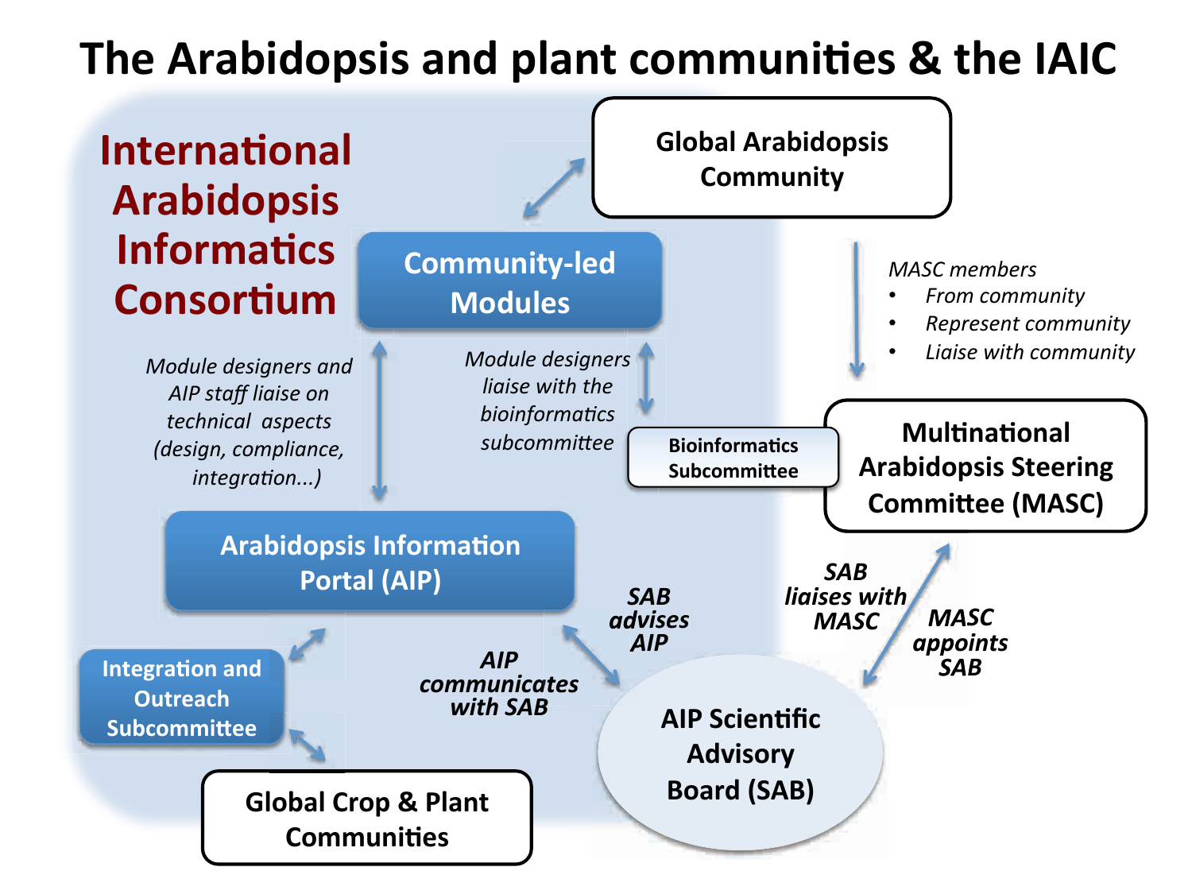# The Arabidopsis and plant communities & the IAIC

**International Arabidopsis Informatics Consortium**

**Global Arabidopsis Community**

**Community-led Modules**

*Module designers and AIP staff liaise on technical aspects (design, compliance, integration...)*

*Module designers liaise with the bioinformatics subcommittee*

*MASC members*

- *From community*
- *Represent community*
- *Liaise with community*

**Bioinformatics Subcommittee**

**Multinational Arabidopsis Steering Committee (MASC)**

**Arabidopsis Information Portal (AIP)**

***SAB advises AIP***

***SAB liaises with MASC***

***MASC appoints SAB***

***AIP communicates with SAB***

**Integration and Outreach Subcommittee**

**AIP Scientific Advisory Board (SAB)**

**Global Crop & Plant Communities**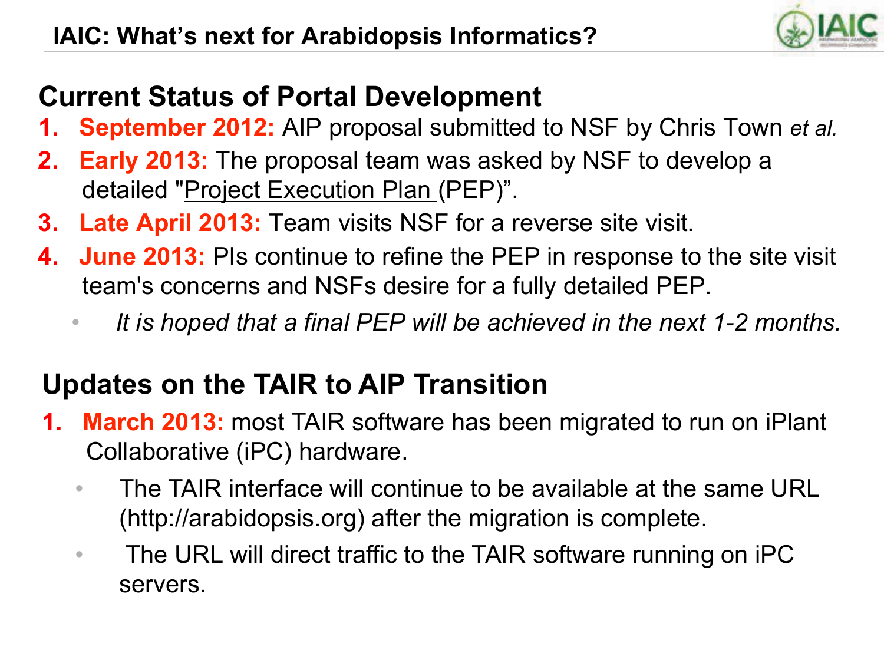# IAIC: What's next for Arabidopsis Informatics?

## Current Status of Portal Development

1. **September 2012:** AIP proposal submitted to NSF by Chris Town *et al.*
2. **Early 2013:** The proposal team was asked by NSF to develop a detailed "Project Execution Plan (PEP)".
3. **Late April 2013:** Team visits NSF for a reverse site visit.
4. **June 2013:** PIs continue to refine the PEP in response to the site visit team's concerns and NSFs desire for a fully detailed PEP.
    - *It is hoped that a final PEP will be achieved in the next 1-2 months.*

## Updates on the TAIR to AIP Transition

1. **March 2013:** most TAIR software has been migrated to run on iPlant Collaborative (iPC) hardware.
    - The TAIR interface will continue to be available at the same URL (http://arabidopsis.org) after the migration is complete.
    - The URL will direct traffic to the TAIR software running on iPC servers.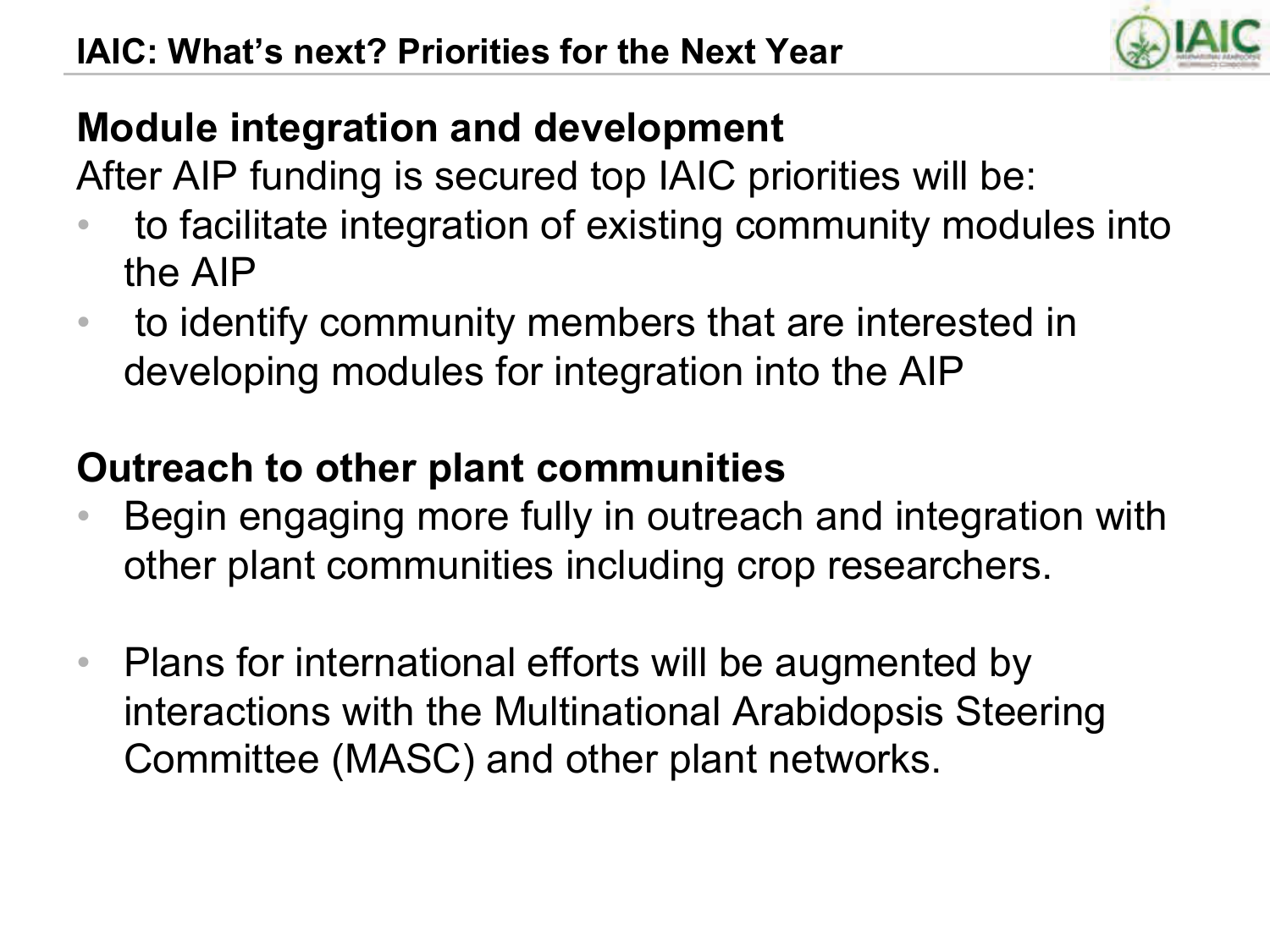## IAIC: What's next? Priorities for the Next Year

**Module integration and development**

After AIP funding is secured top IAIC priorities will be:

- to facilitate integration of existing community modules into the AIP
- to identify community members that are interested in developing modules for integration into the AIP

**Outreach to other plant communities**

- Begin engaging more fully in outreach and integration with other plant communities including crop researchers.

- Plans for international efforts will be augmented by interactions with the Multinational Arabidopsis Steering Committee (MASC) and other plant networks.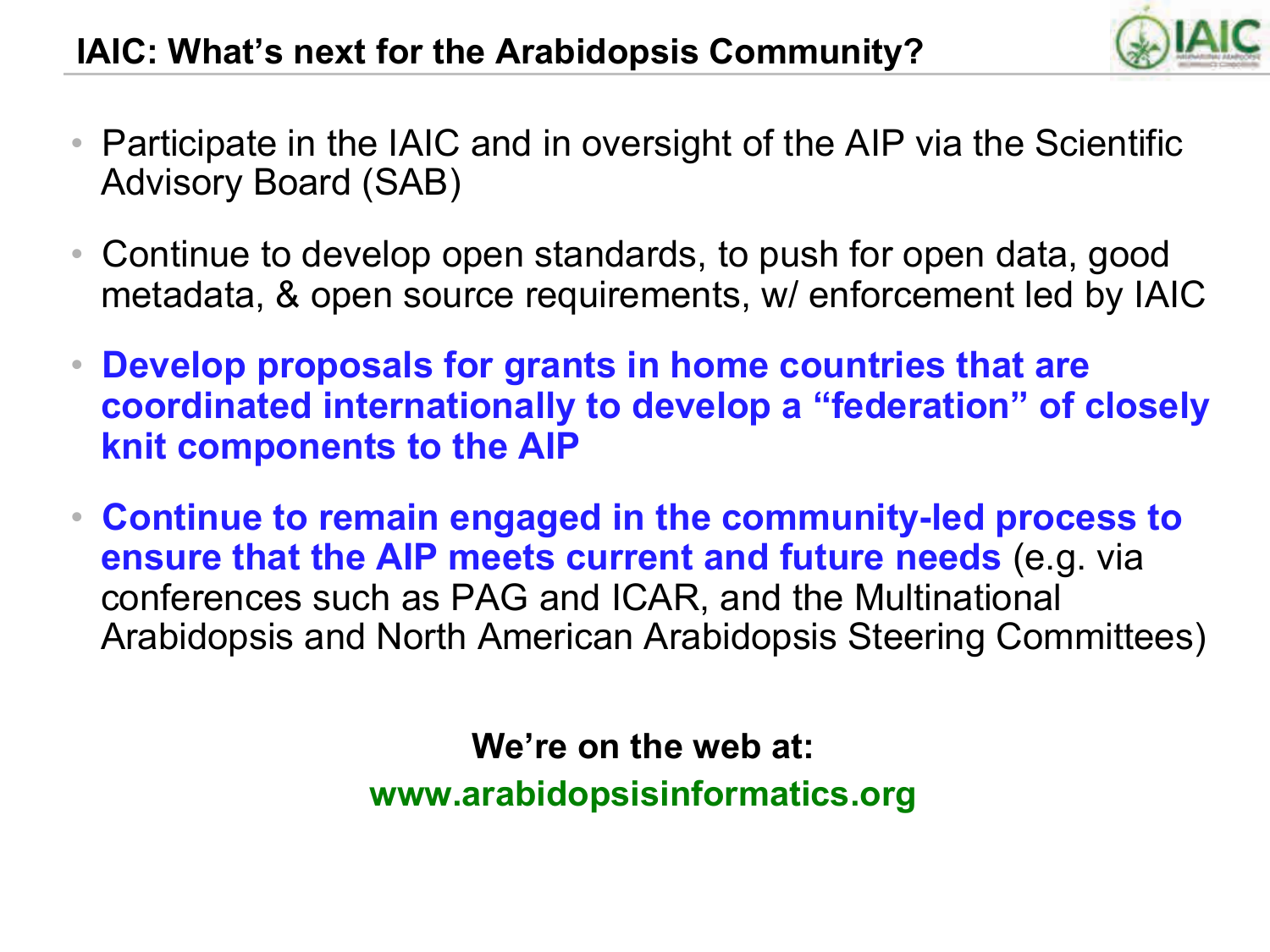# IAIC: What's next for the Arabidopsis Community?

- Participate in the IAIC and in oversight of the AIP via the Scientific Advisory Board (SAB)
- Continue to develop open standards, to push for open data, good metadata, & open source requirements, w/ enforcement led by IAIC
- **Develop proposals for grants in home countries that are coordinated internationally to develop a "federation" of closely knit components to the AIP**
- **Continue to remain engaged in the community-led process to ensure that the AIP meets current and future needs** (e.g. via conferences such as PAG and ICAR, and the Multinational Arabidopsis and North American Arabidopsis Steering Committees)

**We're on the web at:**

**www.arabidopsisinformatics.org**